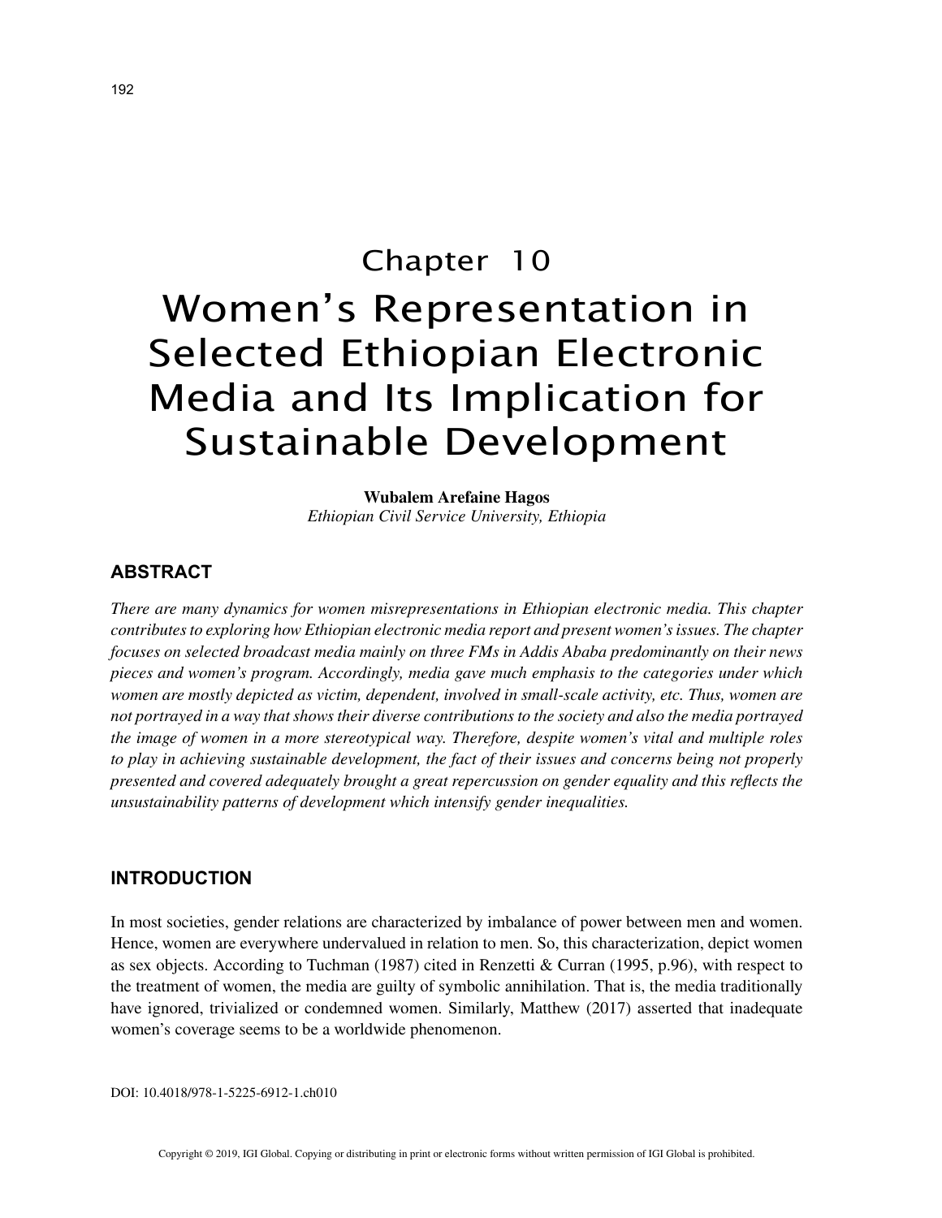# Chapter 10

# Women's Representation in Selected Ethiopian Electronic Media and Its Implication for Sustainable Development

**Wubalem Arefaine Hagos**
*Ethiopian Civil Service University, Ethiopia*

## ABSTRACT

*There are many dynamics for women misrepresentations in Ethiopian electronic media. This chapter contributes to exploring how Ethiopian electronic media report and present women's issues. The chapter focuses on selected broadcast media mainly on three FMs in Addis Ababa predominantly on their news pieces and women's program. Accordingly, media gave much emphasis to the categories under which women are mostly depicted as victim, dependent, involved in small-scale activity, etc. Thus, women are not portrayed in a way that shows their diverse contributions to the society and also the media portrayed the image of women in a more stereotypical way. Therefore, despite women's vital and multiple roles to play in achieving sustainable development, the fact of their issues and concerns being not properly presented and covered adequately brought a great repercussion on gender equality and this reflects the unsustainability patterns of development which intensify gender inequalities.*

## INTRODUCTION

In most societies, gender relations are characterized by imbalance of power between men and women. Hence, women are everywhere undervalued in relation to men. So, this characterization, depict women as sex objects. According to Tuchman (1987) cited in Renzetti & Curran (1995, p.96), with respect to the treatment of women, the media are guilty of symbolic annihilation. That is, the media traditionally have ignored, trivialized or condemned women. Similarly, Matthew (2017) asserted that inadequate women's coverage seems to be a worldwide phenomenon.

DOI: 10.4018/978-1-5225-6912-1.ch010

Copyright © 2019, IGI Global. Copying or distributing in print or electronic forms without written permission of IGI Global is prohibited.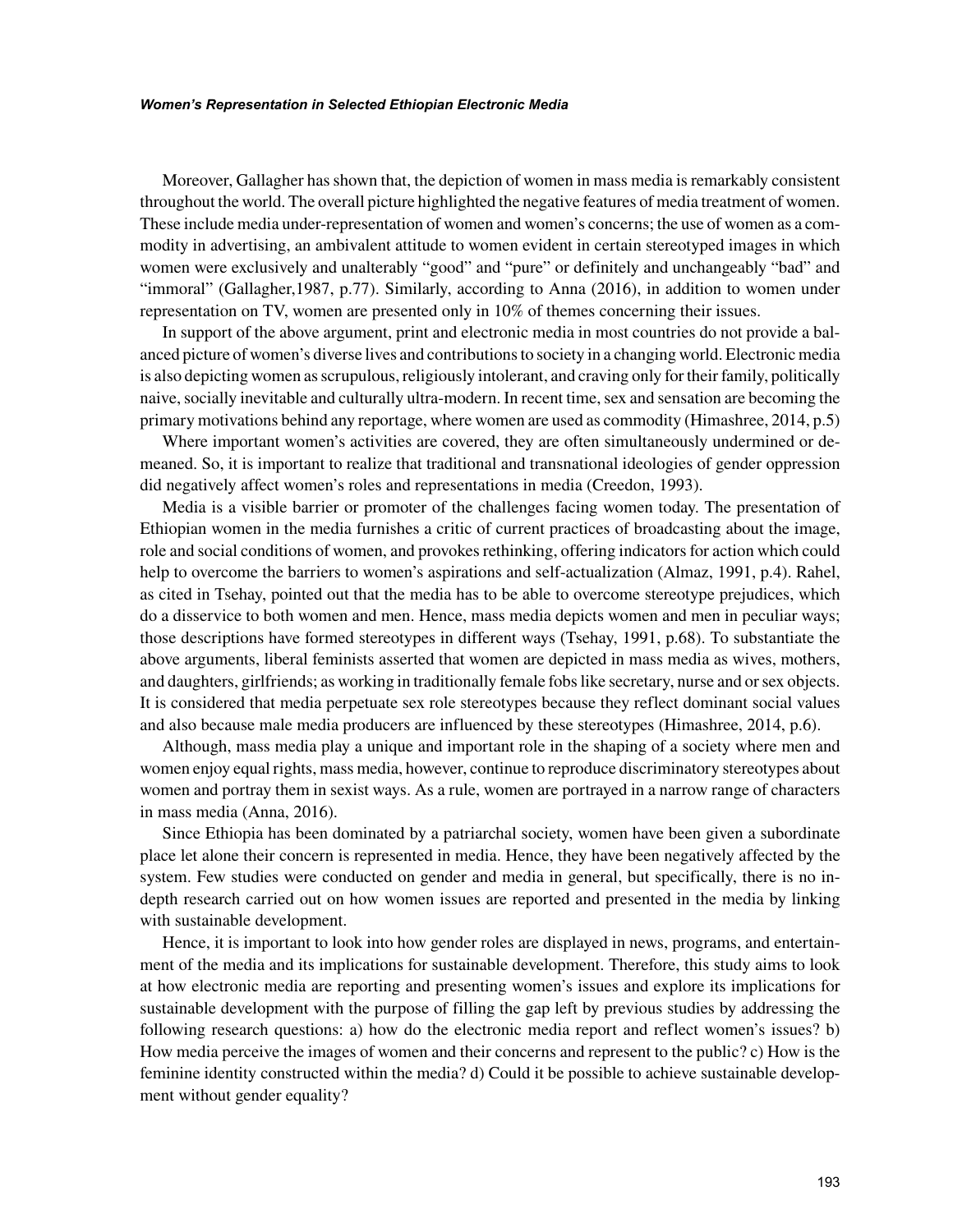Moreover, Gallagher has shown that, the depiction of women in mass media is remarkably consistent throughout the world. The overall picture highlighted the negative features of media treatment of women. These include media under-representation of women and women's concerns; the use of women as a commodity in advertising, an ambivalent attitude to women evident in certain stereotyped images in which women were exclusively and unalterably "good" and "pure" or definitely and unchangeably "bad" and "immoral" (Gallagher,1987, p.77). Similarly, according to Anna (2016), in addition to women under representation on TV, women are presented only in 10% of themes concerning their issues.

In support of the above argument, print and electronic media in most countries do not provide a balanced picture of women's diverse lives and contributions to society in a changing world. Electronic media is also depicting women as scrupulous, religiously intolerant, and craving only for their family, politically naive, socially inevitable and culturally ultra-modern. In recent time, sex and sensation are becoming the primary motivations behind any reportage, where women are used as commodity (Himashree, 2014, p.5)

Where important women's activities are covered, they are often simultaneously undermined or demeaned. So, it is important to realize that traditional and transnational ideologies of gender oppression did negatively affect women's roles and representations in media (Creedon, 1993).

Media is a visible barrier or promoter of the challenges facing women today. The presentation of Ethiopian women in the media furnishes a critic of current practices of broadcasting about the image, role and social conditions of women, and provokes rethinking, offering indicators for action which could help to overcome the barriers to women's aspirations and self-actualization (Almaz, 1991, p.4). Rahel, as cited in Tsehay, pointed out that the media has to be able to overcome stereotype prejudices, which do a disservice to both women and men. Hence, mass media depicts women and men in peculiar ways; those descriptions have formed stereotypes in different ways (Tsehay, 1991, p.68). To substantiate the above arguments, liberal feminists asserted that women are depicted in mass media as wives, mothers, and daughters, girlfriends; as working in traditionally female fobs like secretary, nurse and or sex objects. It is considered that media perpetuate sex role stereotypes because they reflect dominant social values and also because male media producers are influenced by these stereotypes (Himashree, 2014, p.6).

Although, mass media play a unique and important role in the shaping of a society where men and women enjoy equal rights, mass media, however, continue to reproduce discriminatory stereotypes about women and portray them in sexist ways. As a rule, women are portrayed in a narrow range of characters in mass media (Anna, 2016).

Since Ethiopia has been dominated by a patriarchal society, women have been given a subordinate place let alone their concern is represented in media. Hence, they have been negatively affected by the system. Few studies were conducted on gender and media in general, but specifically, there is no in-depth research carried out on how women issues are reported and presented in the media by linking with sustainable development.

Hence, it is important to look into how gender roles are displayed in news, programs, and entertainment of the media and its implications for sustainable development. Therefore, this study aims to look at how electronic media are reporting and presenting women's issues and explore its implications for sustainable development with the purpose of filling the gap left by previous studies by addressing the following research questions: a) how do the electronic media report and reflect women's issues? b) How media perceive the images of women and their concerns and represent to the public? c) How is the feminine identity constructed within the media? d) Could it be possible to achieve sustainable development without gender equality?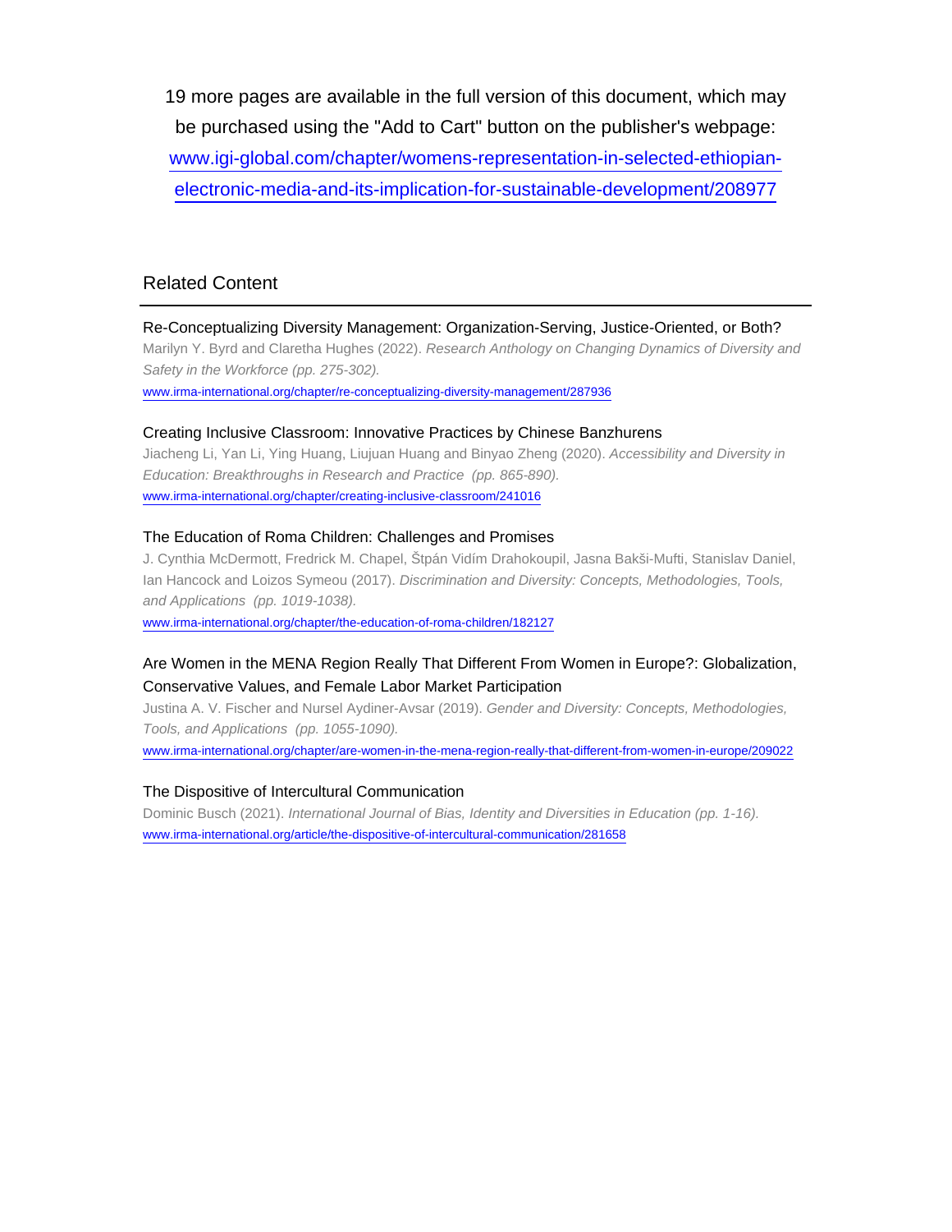19 more pages are available in the full version of this document, which may be purchased using the "Add to Cart" button on the publisher's webpage: www.igi-global.com/chapter/womens-representation-in-selected-ethiopian-electronic-media-and-its-implication-for-sustainable-development/208977

## Related Content

Re-Conceptualizing Diversity Management: Organization-Serving, Justice-Oriented, or Both?
Marilyn Y. Byrd and Claretha Hughes (2022). *Research Anthology on Changing Dynamics of Diversity and Safety in the Workforce (pp. 275-302).*
www.irma-international.org/chapter/re-conceptualizing-diversity-management/287936

Creating Inclusive Classroom: Innovative Practices by Chinese Banzhurens
Jiacheng Li, Yan Li, Ying Huang, Liujuan Huang and Binyao Zheng (2020). *Accessibility and Diversity in Education: Breakthroughs in Research and Practice (pp. 865-890).*
www.irma-international.org/chapter/creating-inclusive-classroom/241016

The Education of Roma Children: Challenges and Promises
J. Cynthia McDermott, Fredrick M. Chapel, Štpán Vidím Drahokoupil, Jasna Bakši-Mufti, Stanislav Daniel, Ian Hancock and Loizos Symeou (2017). *Discrimination and Diversity: Concepts, Methodologies, Tools, and Applications (pp. 1019-1038).*
www.irma-international.org/chapter/the-education-of-roma-children/182127

Are Women in the MENA Region Really That Different From Women in Europe?: Globalization, Conservative Values, and Female Labor Market Participation
Justina A. V. Fischer and Nursel Aydiner-Avsar (2019). *Gender and Diversity: Concepts, Methodologies, Tools, and Applications (pp. 1055-1090).*
www.irma-international.org/chapter/are-women-in-the-mena-region-really-that-different-from-women-in-europe/209022

The Dispositive of Intercultural Communication
Dominic Busch (2021). *International Journal of Bias, Identity and Diversities in Education (pp. 1-16).*
www.irma-international.org/article/the-dispositive-of-intercultural-communication/281658